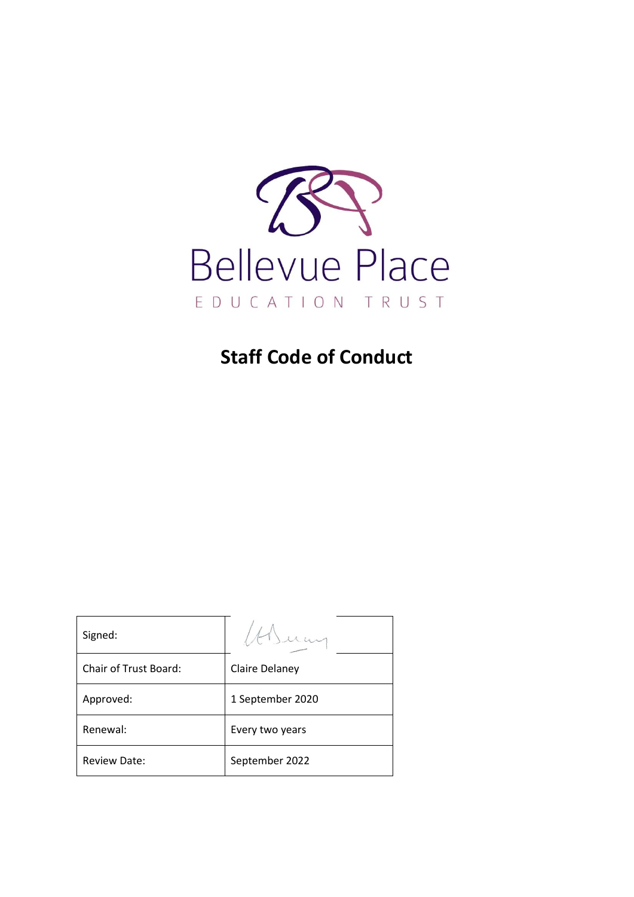Bellevue Place

EDUCATION TRUST

# Staff Code of Conduct

| Signed: | |
|---|---|
| Chair of Trust Board: | Claire Delaney |
| Approved: | 1 September 2020 |
| Renewal: | Every two years |
| Review Date: | September 2022 |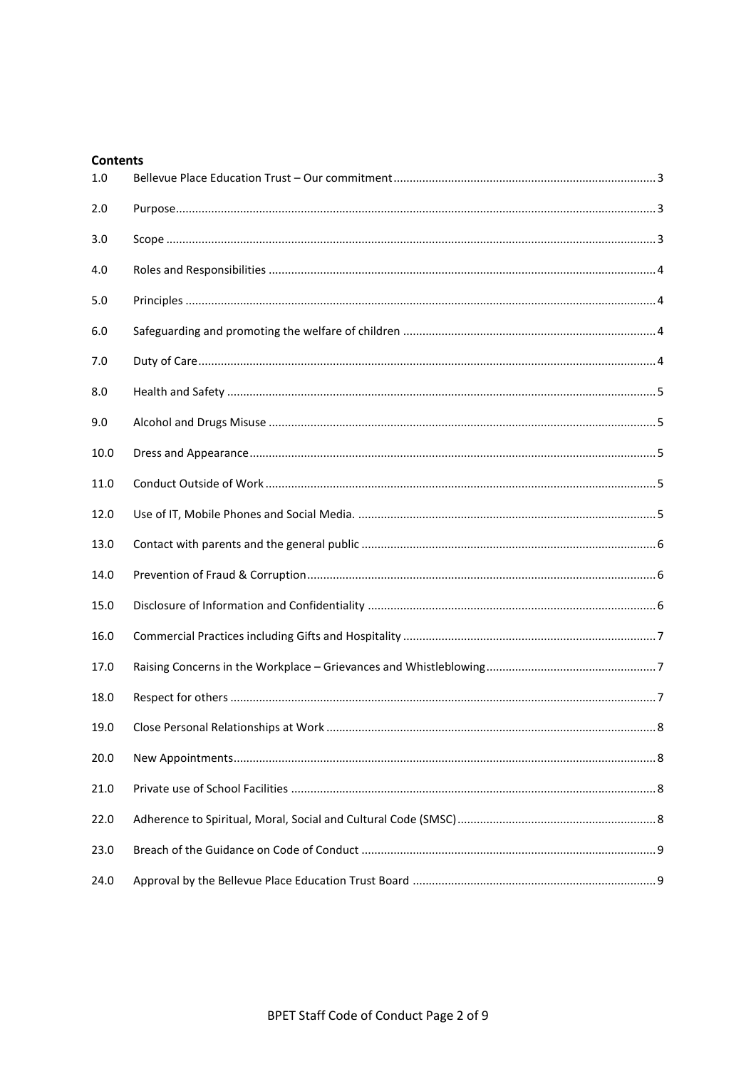**Contents**

| | | |
|---|---|---|
| 1.0 | Bellevue Place Education Trust – Our commitment | 3 |
| 2.0 | Purpose | 3 |
| 3.0 | Scope | 3 |
| 4.0 | Roles and Responsibilities | 4 |
| 5.0 | Principles | 4 |
| 6.0 | Safeguarding and promoting the welfare of children | 4 |
| 7.0 | Duty of Care | 4 |
| 8.0 | Health and Safety | 5 |
| 9.0 | Alcohol and Drugs Misuse | 5 |
| 10.0 | Dress and Appearance | 5 |
| 11.0 | Conduct Outside of Work | 5 |
| 12.0 | Use of IT, Mobile Phones and Social Media. | 5 |
| 13.0 | Contact with parents and the general public | 6 |
| 14.0 | Prevention of Fraud & Corruption | 6 |
| 15.0 | Disclosure of Information and Confidentiality | 6 |
| 16.0 | Commercial Practices including Gifts and Hospitality | 7 |
| 17.0 | Raising Concerns in the Workplace – Grievances and Whistleblowing | 7 |
| 18.0 | Respect for others | 7 |
| 19.0 | Close Personal Relationships at Work | 8 |
| 20.0 | New Appointments | 8 |
| 21.0 | Private use of School Facilities | 8 |
| 22.0 | Adherence to Spiritual, Moral, Social and Cultural Code (SMSC) | 8 |
| 23.0 | Breach of the Guidance on Code of Conduct | 9 |
| 24.0 | Approval by the Bellevue Place Education Trust Board | 9 |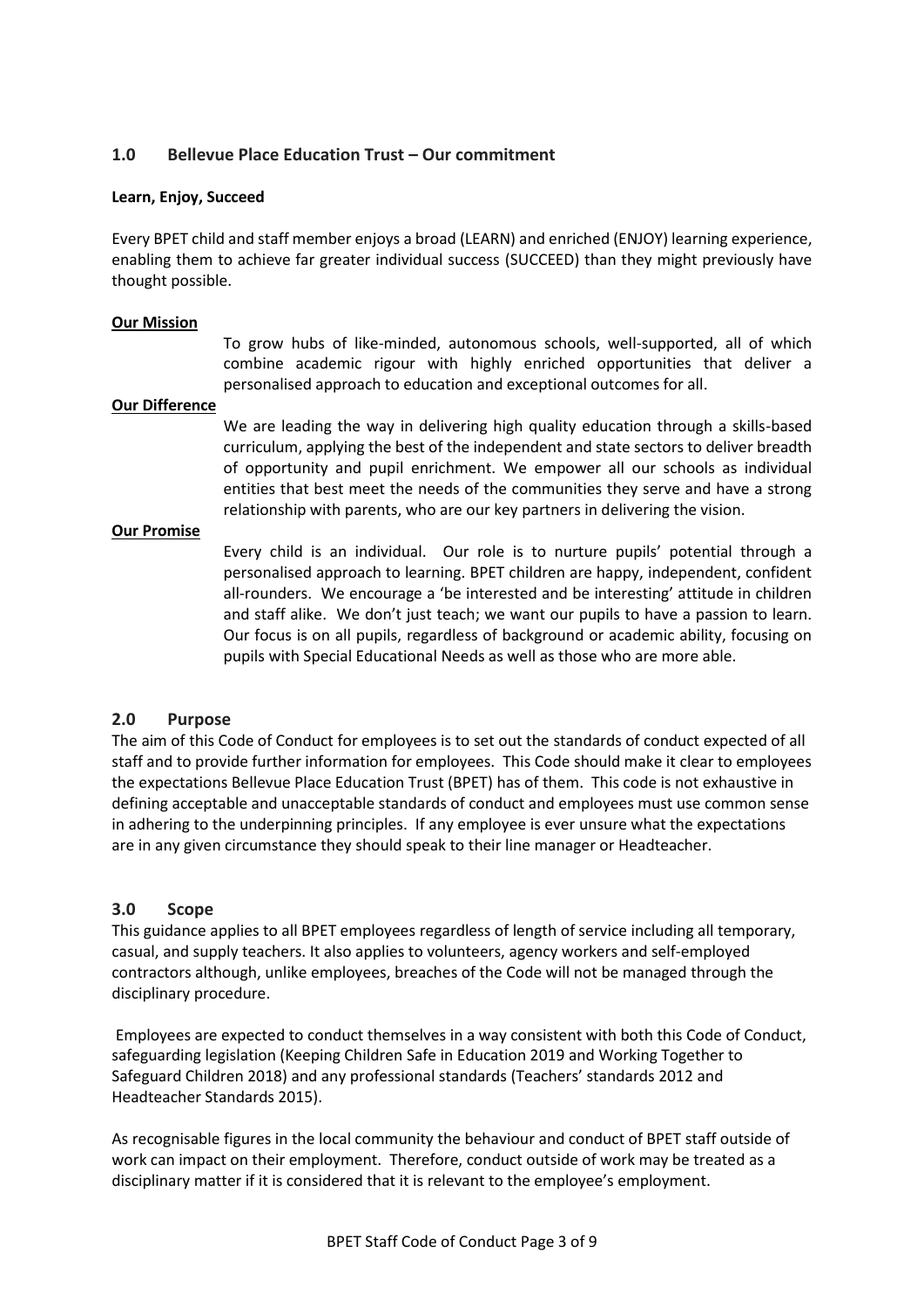## 1.0 Bellevue Place Education Trust – Our commitment

**Learn, Enjoy, Succeed**

Every BPET child and staff member enjoys a broad (LEARN) and enriched (ENJOY) learning experience, enabling them to achieve far greater individual success (SUCCEED) than they might previously have thought possible.

**Our Mission**

To grow hubs of like-minded, autonomous schools, well-supported, all of which combine academic rigour with highly enriched opportunities that deliver a personalised approach to education and exceptional outcomes for all.

**Our Difference**

We are leading the way in delivering high quality education through a skills-based curriculum, applying the best of the independent and state sectors to deliver breadth of opportunity and pupil enrichment. We empower all our schools as individual entities that best meet the needs of the communities they serve and have a strong relationship with parents, who are our key partners in delivering the vision.

**Our Promise**

Every child is an individual. Our role is to nurture pupils' potential through a personalised approach to learning. BPET children are happy, independent, confident all-rounders. We encourage a 'be interested and be interesting' attitude in children and staff alike. We don't just teach; we want our pupils to have a passion to learn. Our focus is on all pupils, regardless of background or academic ability, focusing on pupils with Special Educational Needs as well as those who are more able.

## 2.0 Purpose

The aim of this Code of Conduct for employees is to set out the standards of conduct expected of all staff and to provide further information for employees. This Code should make it clear to employees the expectations Bellevue Place Education Trust (BPET) has of them. This code is not exhaustive in defining acceptable and unacceptable standards of conduct and employees must use common sense in adhering to the underpinning principles. If any employee is ever unsure what the expectations are in any given circumstance they should speak to their line manager or Headteacher.

## 3.0 Scope

This guidance applies to all BPET employees regardless of length of service including all temporary, casual, and supply teachers. It also applies to volunteers, agency workers and self-employed contractors although, unlike employees, breaches of the Code will not be managed through the disciplinary procedure.

Employees are expected to conduct themselves in a way consistent with both this Code of Conduct, safeguarding legislation (Keeping Children Safe in Education 2019 and Working Together to Safeguard Children 2018) and any professional standards (Teachers' standards 2012 and Headteacher Standards 2015).

As recognisable figures in the local community the behaviour and conduct of BPET staff outside of work can impact on their employment. Therefore, conduct outside of work may be treated as a disciplinary matter if it is considered that it is relevant to the employee's employment.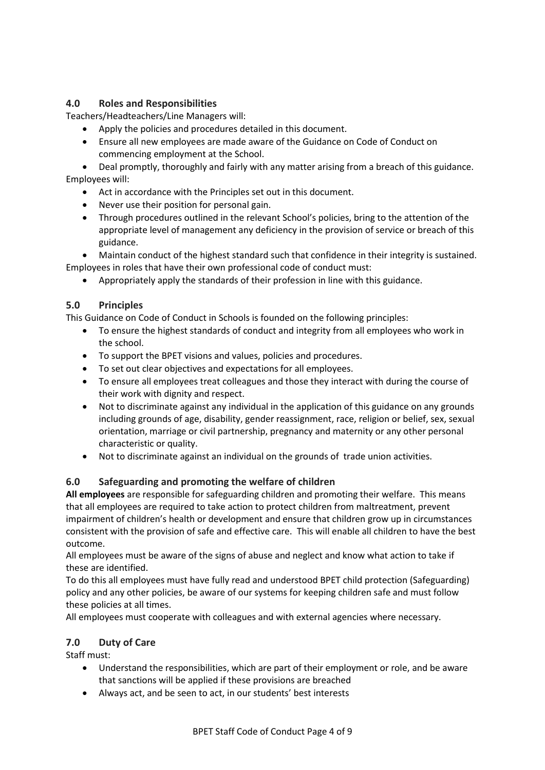## 4.0 Roles and Responsibilities

Teachers/Headteachers/Line Managers will:

- Apply the policies and procedures detailed in this document.
- Ensure all new employees are made aware of the Guidance on Code of Conduct on commencing employment at the School.
- Deal promptly, thoroughly and fairly with any matter arising from a breach of this guidance.

Employees will:

- Act in accordance with the Principles set out in this document.
- Never use their position for personal gain.
- Through procedures outlined in the relevant School's policies, bring to the attention of the appropriate level of management any deficiency in the provision of service or breach of this guidance.
- Maintain conduct of the highest standard such that confidence in their integrity is sustained.

Employees in roles that have their own professional code of conduct must:

- Appropriately apply the standards of their profession in line with this guidance.

## 5.0 Principles

This Guidance on Code of Conduct in Schools is founded on the following principles:

- To ensure the highest standards of conduct and integrity from all employees who work in the school.
- To support the BPET visions and values, policies and procedures.
- To set out clear objectives and expectations for all employees.
- To ensure all employees treat colleagues and those they interact with during the course of their work with dignity and respect.
- Not to discriminate against any individual in the application of this guidance on any grounds including grounds of age, disability, gender reassignment, race, religion or belief, sex, sexual orientation, marriage or civil partnership, pregnancy and maternity or any other personal characteristic or quality.
- Not to discriminate against an individual on the grounds of trade union activities.

## 6.0 Safeguarding and promoting the welfare of children

**All employees** are responsible for safeguarding children and promoting their welfare. This means that all employees are required to take action to protect children from maltreatment, prevent impairment of children's health or development and ensure that children grow up in circumstances consistent with the provision of safe and effective care. This will enable all children to have the best outcome.

All employees must be aware of the signs of abuse and neglect and know what action to take if these are identified.

To do this all employees must have fully read and understood BPET child protection (Safeguarding) policy and any other policies, be aware of our systems for keeping children safe and must follow these policies at all times.

All employees must cooperate with colleagues and with external agencies where necessary.

## 7.0 Duty of Care

Staff must:

- Understand the responsibilities, which are part of their employment or role, and be aware that sanctions will be applied if these provisions are breached
- Always act, and be seen to act, in our students' best interests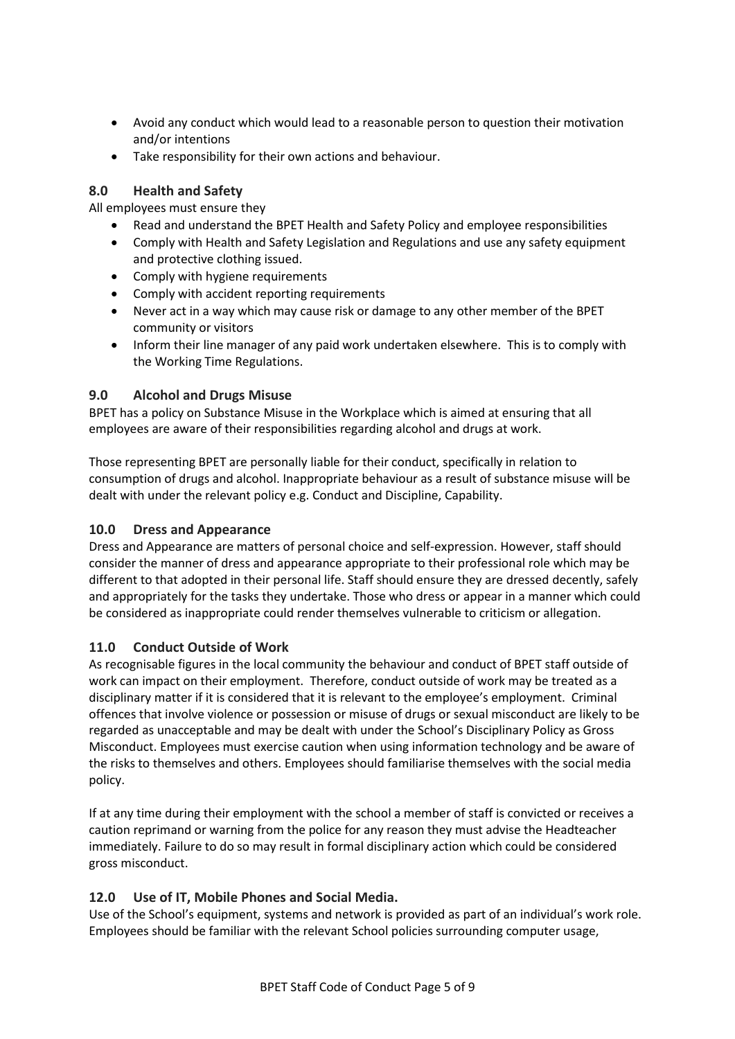- Avoid any conduct which would lead to a reasonable person to question their motivation and/or intentions
- Take responsibility for their own actions and behaviour.

## 8.0 Health and Safety

All employees must ensure they

- Read and understand the BPET Health and Safety Policy and employee responsibilities
- Comply with Health and Safety Legislation and Regulations and use any safety equipment and protective clothing issued.
- Comply with hygiene requirements
- Comply with accident reporting requirements
- Never act in a way which may cause risk or damage to any other member of the BPET community or visitors
- Inform their line manager of any paid work undertaken elsewhere. This is to comply with the Working Time Regulations.

## 9.0 Alcohol and Drugs Misuse

BPET has a policy on Substance Misuse in the Workplace which is aimed at ensuring that all employees are aware of their responsibilities regarding alcohol and drugs at work.

Those representing BPET are personally liable for their conduct, specifically in relation to consumption of drugs and alcohol. Inappropriate behaviour as a result of substance misuse will be dealt with under the relevant policy e.g. Conduct and Discipline, Capability.

## 10.0 Dress and Appearance

Dress and Appearance are matters of personal choice and self-expression. However, staff should consider the manner of dress and appearance appropriate to their professional role which may be different to that adopted in their personal life. Staff should ensure they are dressed decently, safely and appropriately for the tasks they undertake. Those who dress or appear in a manner which could be considered as inappropriate could render themselves vulnerable to criticism or allegation.

## 11.0 Conduct Outside of Work

As recognisable figures in the local community the behaviour and conduct of BPET staff outside of work can impact on their employment. Therefore, conduct outside of work may be treated as a disciplinary matter if it is considered that it is relevant to the employee's employment. Criminal offences that involve violence or possession or misuse of drugs or sexual misconduct are likely to be regarded as unacceptable and may be dealt with under the School's Disciplinary Policy as Gross Misconduct. Employees must exercise caution when using information technology and be aware of the risks to themselves and others. Employees should familiarise themselves with the social media policy.

If at any time during their employment with the school a member of staff is convicted or receives a caution reprimand or warning from the police for any reason they must advise the Headteacher immediately. Failure to do so may result in formal disciplinary action which could be considered gross misconduct.

## 12.0 Use of IT, Mobile Phones and Social Media.

Use of the School's equipment, systems and network is provided as part of an individual's work role. Employees should be familiar with the relevant School policies surrounding computer usage,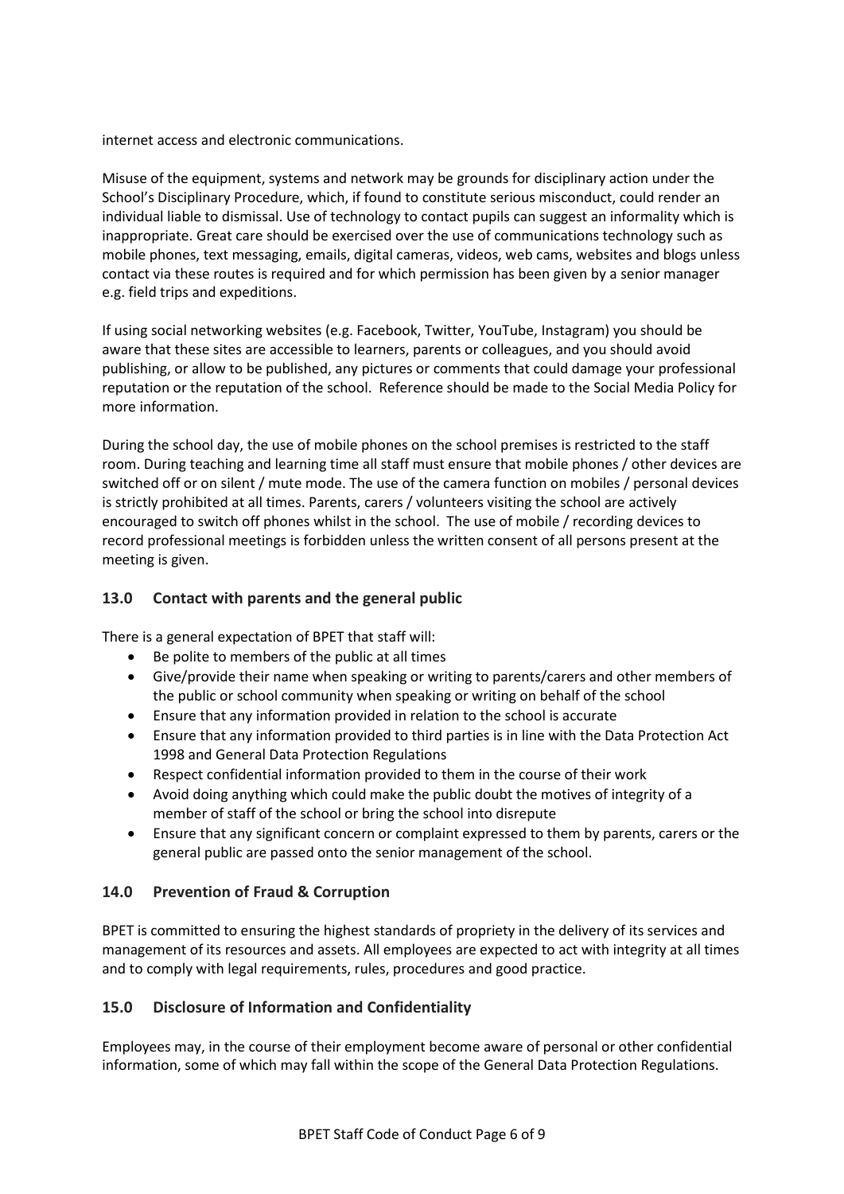internet access and electronic communications.

Misuse of the equipment, systems and network may be grounds for disciplinary action under the School's Disciplinary Procedure, which, if found to constitute serious misconduct, could render an individual liable to dismissal. Use of technology to contact pupils can suggest an informality which is inappropriate. Great care should be exercised over the use of communications technology such as mobile phones, text messaging, emails, digital cameras, videos, web cams, websites and blogs unless contact via these routes is required and for which permission has been given by a senior manager e.g. field trips and expeditions.

If using social networking websites (e.g. Facebook, Twitter, YouTube, Instagram) you should be aware that these sites are accessible to learners, parents or colleagues, and you should avoid publishing, or allow to be published, any pictures or comments that could damage your professional reputation or the reputation of the school. Reference should be made to the Social Media Policy for more information.

During the school day, the use of mobile phones on the school premises is restricted to the staff room. During teaching and learning time all staff must ensure that mobile phones / other devices are switched off or on silent / mute mode. The use of the camera function on mobiles / personal devices is strictly prohibited at all times. Parents, carers / volunteers visiting the school are actively encouraged to switch off phones whilst in the school. The use of mobile / recording devices to record professional meetings is forbidden unless the written consent of all persons present at the meeting is given.

## 13.0 Contact with parents and the general public

There is a general expectation of BPET that staff will:

- Be polite to members of the public at all times
- Give/provide their name when speaking or writing to parents/carers and other members of the public or school community when speaking or writing on behalf of the school
- Ensure that any information provided in relation to the school is accurate
- Ensure that any information provided to third parties is in line with the Data Protection Act 1998 and General Data Protection Regulations
- Respect confidential information provided to them in the course of their work
- Avoid doing anything which could make the public doubt the motives of integrity of a member of staff of the school or bring the school into disrepute
- Ensure that any significant concern or complaint expressed to them by parents, carers or the general public are passed onto the senior management of the school.

## 14.0 Prevention of Fraud & Corruption

BPET is committed to ensuring the highest standards of propriety in the delivery of its services and management of its resources and assets. All employees are expected to act with integrity at all times and to comply with legal requirements, rules, procedures and good practice.

## 15.0 Disclosure of Information and Confidentiality

Employees may, in the course of their employment become aware of personal or other confidential information, some of which may fall within the scope of the General Data Protection Regulations.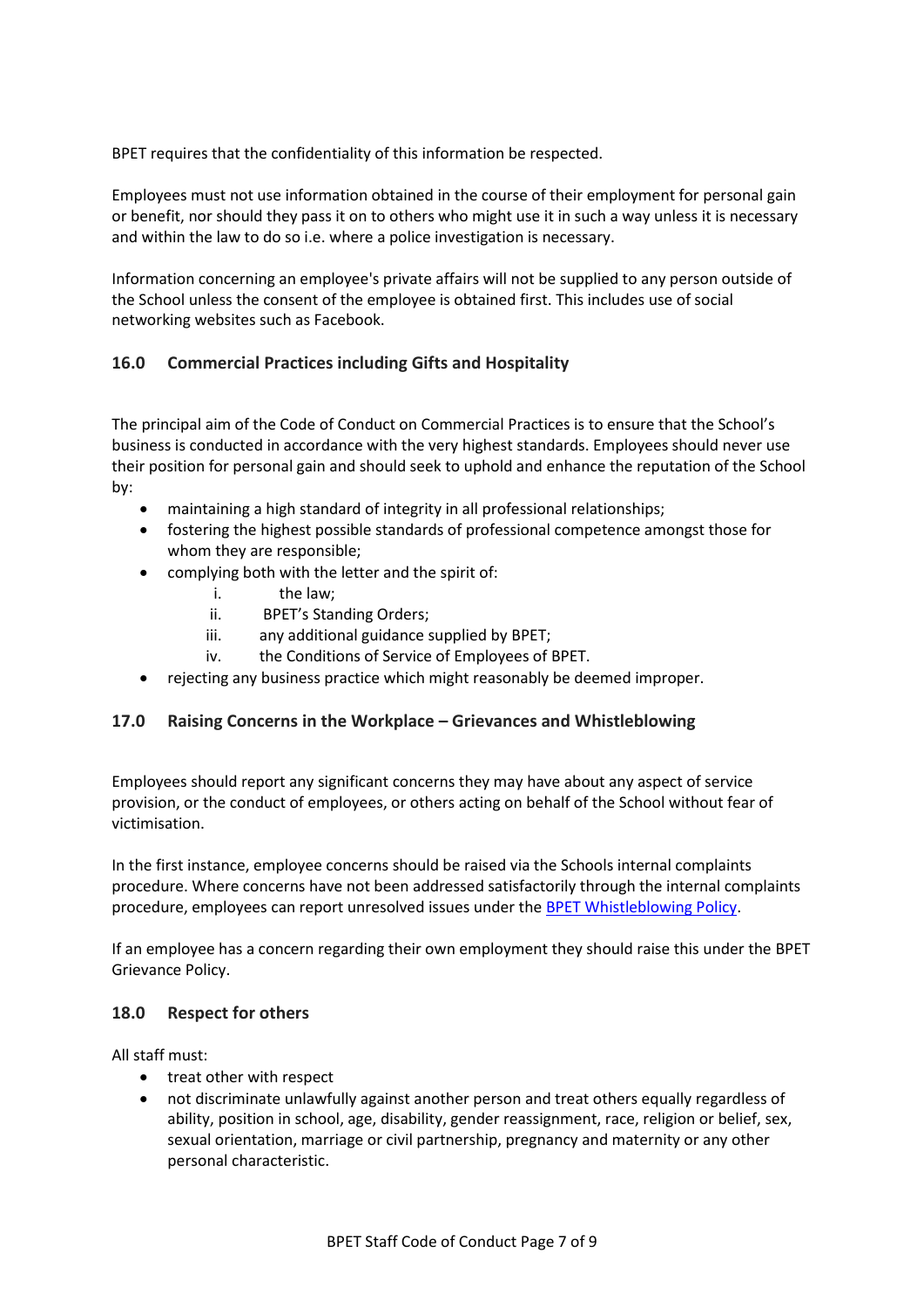BPET requires that the confidentiality of this information be respected.

Employees must not use information obtained in the course of their employment for personal gain or benefit, nor should they pass it on to others who might use it in such a way unless it is necessary and within the law to do so i.e. where a police investigation is necessary.

Information concerning an employee's private affairs will not be supplied to any person outside of the School unless the consent of the employee is obtained first. This includes use of social networking websites such as Facebook.

### 16.0 Commercial Practices including Gifts and Hospitality

The principal aim of the Code of Conduct on Commercial Practices is to ensure that the School's business is conducted in accordance with the very highest standards. Employees should never use their position for personal gain and should seek to uphold and enhance the reputation of the School by:

- maintaining a high standard of integrity in all professional relationships;
- fostering the highest possible standards of professional competence amongst those for whom they are responsible;
- complying both with the letter and the spirit of:
    i. the law;
    ii. BPET's Standing Orders;
    iii. any additional guidance supplied by BPET;
    iv. the Conditions of Service of Employees of BPET.
- rejecting any business practice which might reasonably be deemed improper.

### 17.0 Raising Concerns in the Workplace – Grievances and Whistleblowing

Employees should report any significant concerns they may have about any aspect of service provision, or the conduct of employees, or others acting on behalf of the School without fear of victimisation.

In the first instance, employee concerns should be raised via the Schools internal complaints procedure. Where concerns have not been addressed satisfactorily through the internal complaints procedure, employees can report unresolved issues under the BPET Whistleblowing Policy.

If an employee has a concern regarding their own employment they should raise this under the BPET Grievance Policy.

### 18.0 Respect for others

All staff must:

- treat other with respect
- not discriminate unlawfully against another person and treat others equally regardless of ability, position in school, age, disability, gender reassignment, race, religion or belief, sex, sexual orientation, marriage or civil partnership, pregnancy and maternity or any other personal characteristic.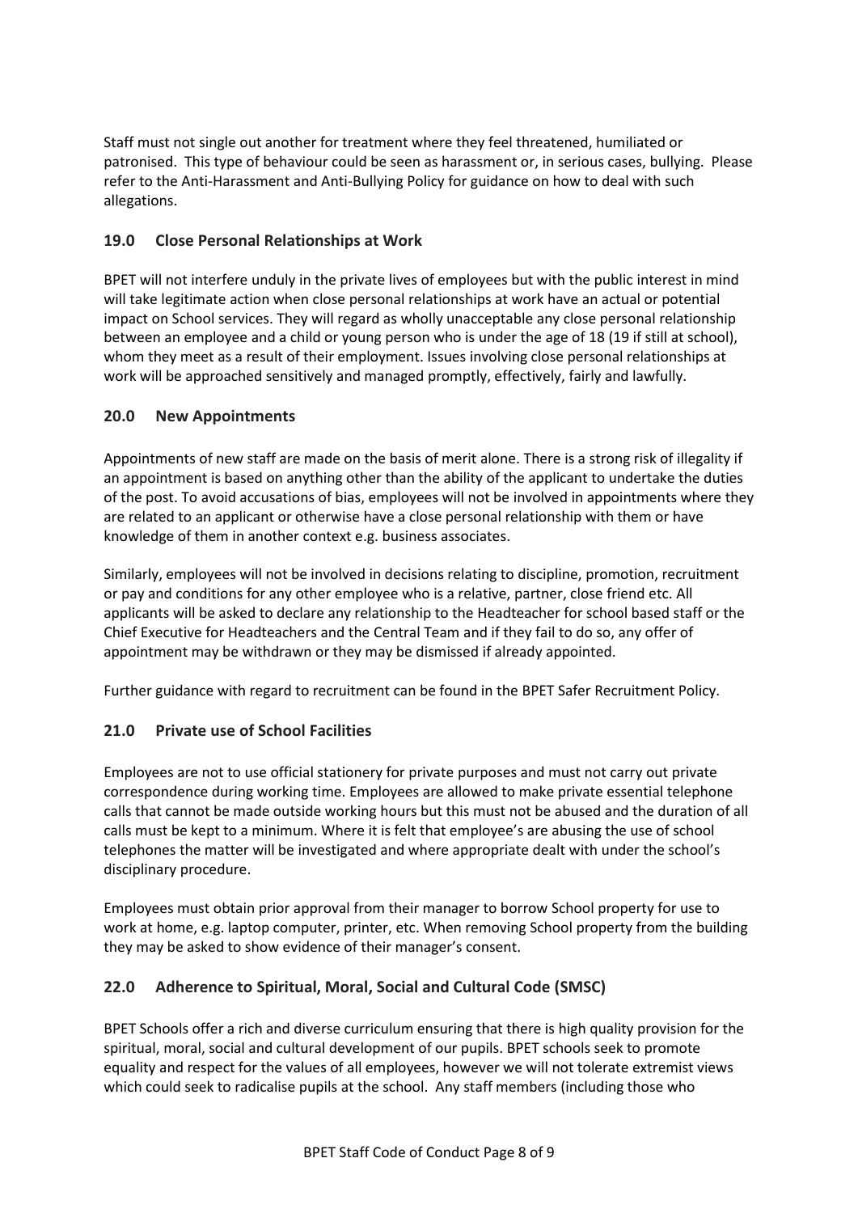Staff must not single out another for treatment where they feel threatened, humiliated or patronised. This type of behaviour could be seen as harassment or, in serious cases, bullying. Please refer to the Anti-Harassment and Anti-Bullying Policy for guidance on how to deal with such allegations.

## 19.0 Close Personal Relationships at Work

BPET will not interfere unduly in the private lives of employees but with the public interest in mind will take legitimate action when close personal relationships at work have an actual or potential impact on School services. They will regard as wholly unacceptable any close personal relationship between an employee and a child or young person who is under the age of 18 (19 if still at school), whom they meet as a result of their employment. Issues involving close personal relationships at work will be approached sensitively and managed promptly, effectively, fairly and lawfully.

## 20.0 New Appointments

Appointments of new staff are made on the basis of merit alone. There is a strong risk of illegality if an appointment is based on anything other than the ability of the applicant to undertake the duties of the post. To avoid accusations of bias, employees will not be involved in appointments where they are related to an applicant or otherwise have a close personal relationship with them or have knowledge of them in another context e.g. business associates.

Similarly, employees will not be involved in decisions relating to discipline, promotion, recruitment or pay and conditions for any other employee who is a relative, partner, close friend etc. All applicants will be asked to declare any relationship to the Headteacher for school based staff or the Chief Executive for Headteachers and the Central Team and if they fail to do so, any offer of appointment may be withdrawn or they may be dismissed if already appointed.

Further guidance with regard to recruitment can be found in the BPET Safer Recruitment Policy.

## 21.0 Private use of School Facilities

Employees are not to use official stationery for private purposes and must not carry out private correspondence during working time. Employees are allowed to make private essential telephone calls that cannot be made outside working hours but this must not be abused and the duration of all calls must be kept to a minimum. Where it is felt that employee's are abusing the use of school telephones the matter will be investigated and where appropriate dealt with under the school's disciplinary procedure.

Employees must obtain prior approval from their manager to borrow School property for use to work at home, e.g. laptop computer, printer, etc. When removing School property from the building they may be asked to show evidence of their manager's consent.

## 22.0 Adherence to Spiritual, Moral, Social and Cultural Code (SMSC)

BPET Schools offer a rich and diverse curriculum ensuring that there is high quality provision for the spiritual, moral, social and cultural development of our pupils. BPET schools seek to promote equality and respect for the values of all employees, however we will not tolerate extremist views which could seek to radicalise pupils at the school. Any staff members (including those who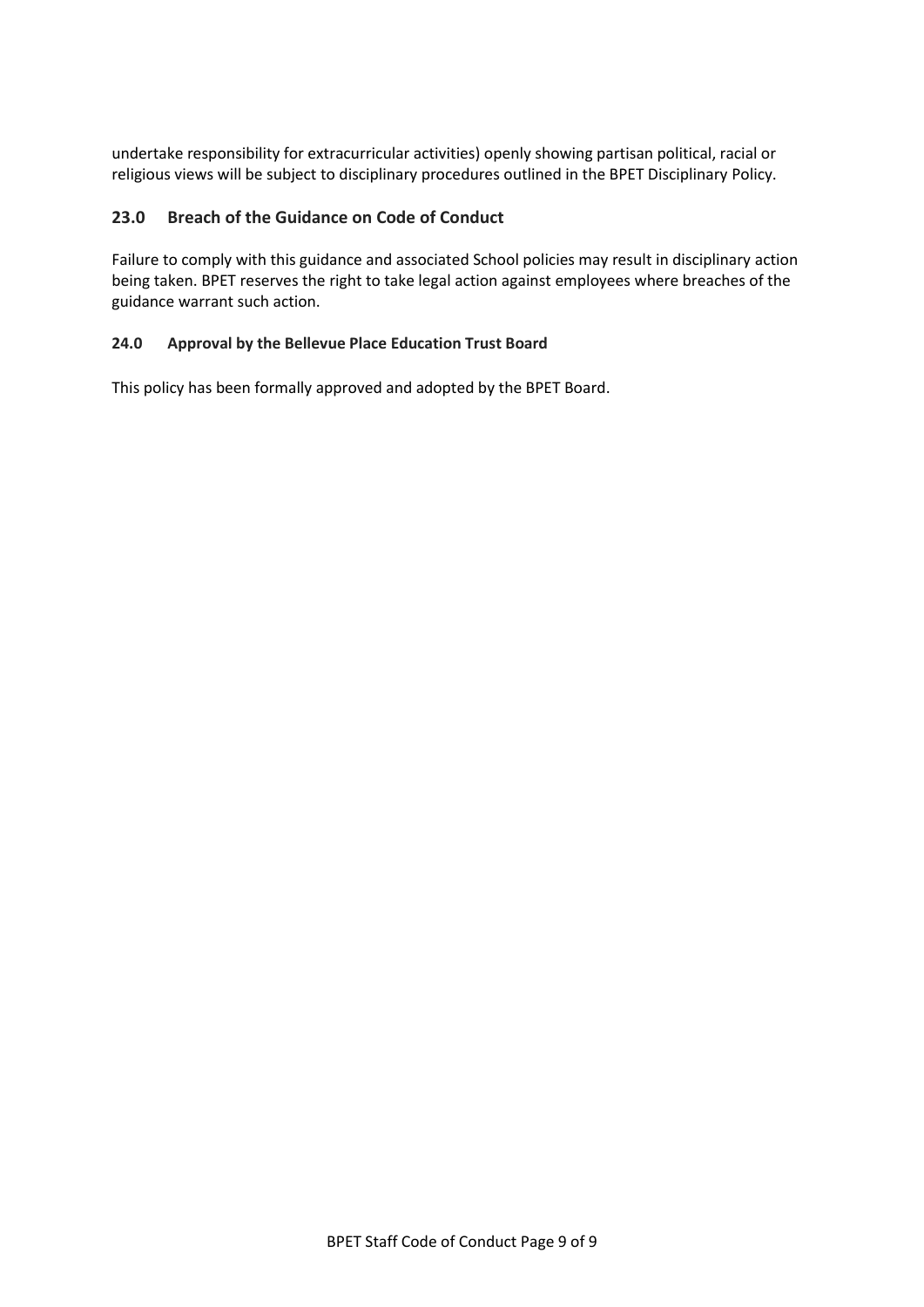undertake responsibility for extracurricular activities) openly showing partisan political, racial or religious views will be subject to disciplinary procedures outlined in the BPET Disciplinary Policy.

## 23.0 Breach of the Guidance on Code of Conduct

Failure to comply with this guidance and associated School policies may result in disciplinary action being taken. BPET reserves the right to take legal action against employees where breaches of the guidance warrant such action.

### 24.0 Approval by the Bellevue Place Education Trust Board

This policy has been formally approved and adopted by the BPET Board.